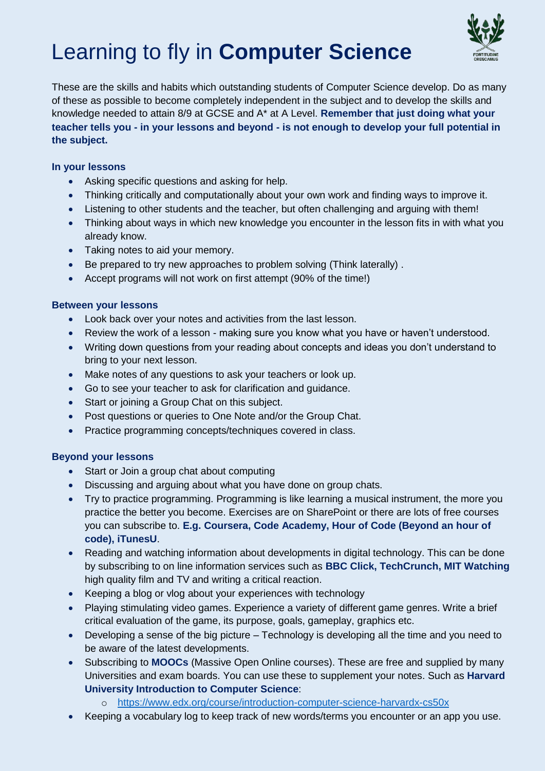# Learning to fly in **Computer Science**

These are the skills and habits which outstanding students of Computer Science develop. Do as many of these as possible to become completely independent in the subject and to develop the skills and knowledge needed to attain 8/9 at GCSE and A* at A Level. **Remember that just doing what your teacher tells you - in your lessons and beyond - is not enough to develop your full potential in the subject.**

### In your lessons

- Asking specific questions and asking for help.
- Thinking critically and computationally about your own work and finding ways to improve it.
- Listening to other students and the teacher, but often challenging and arguing with them!
- Thinking about ways in which new knowledge you encounter in the lesson fits in with what you already know.
- Taking notes to aid your memory.
- Be prepared to try new approaches to problem solving (Think laterally) .
- Accept programs will not work on first attempt (90% of the time!)

### Between your lessons

- Look back over your notes and activities from the last lesson.
- Review the work of a lesson - making sure you know what you have or haven't understood.
- Writing down questions from your reading about concepts and ideas you don't understand to bring to your next lesson.
- Make notes of any questions to ask your teachers or look up.
- Go to see your teacher to ask for clarification and guidance.
- Start or joining a Group Chat on this subject.
- Post questions or queries to One Note and/or the Group Chat.
- Practice programming concepts/techniques covered in class.

### Beyond your lessons

- Start or Join a group chat about computing
- Discussing and arguing about what you have done on group chats.
- Try to practice programming. Programming is like learning a musical instrument, the more you practice the better you become. Exercises are on SharePoint or there are lots of free courses you can subscribe to. **E.g. Coursera, Code Academy, Hour of Code (Beyond an hour of code), iTunesU**.
- Reading and watching information about developments in digital technology. This can be done by subscribing to on line information services such as **BBC Click, TechCrunch, MIT Watching** high quality film and TV and writing a critical reaction.
- Keeping a blog or vlog about your experiences with technology
- Playing stimulating video games. Experience a variety of different game genres. Write a brief critical evaluation of the game, its purpose, goals, gameplay, graphics etc.
- Developing a sense of the big picture – Technology is developing all the time and you need to be aware of the latest developments.
- Subscribing to **MOOCs** (Massive Open Online courses). These are free and supplied by many Universities and exam boards. You can use these to supplement your notes. Such as **Harvard University Introduction to Computer Science**:
  - https://www.edx.org/course/introduction-computer-science-harvardx-cs50x
- Keeping a vocabulary log to keep track of new words/terms you encounter or an app you use.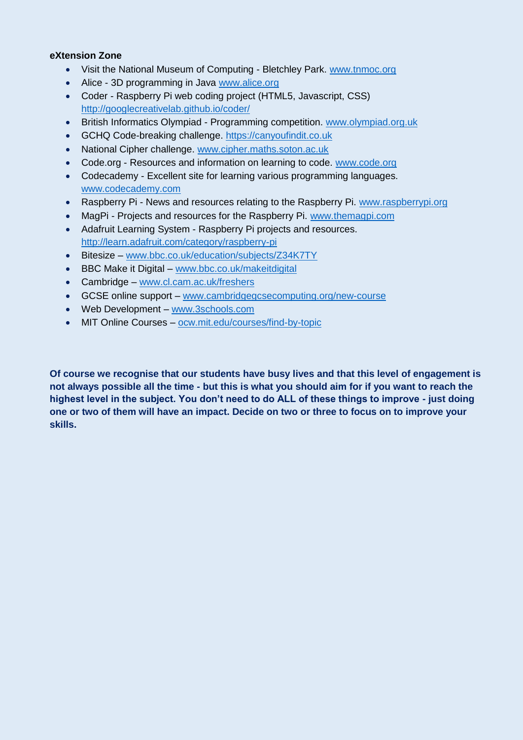**eXtension Zone**

- Visit the National Museum of Computing - Bletchley Park. www.tnmoc.org
- Alice - 3D programming in Java www.alice.org
- Coder - Raspberry Pi web coding project (HTML5, Javascript, CSS) http://googlecreativelab.github.io/coder/
- British Informatics Olympiad - Programming competition. www.olympiad.org.uk
- GCHQ Code-breaking challenge. https://canyoufindit.co.uk
- National Cipher challenge. www.cipher.maths.soton.ac.uk
- Code.org - Resources and information on learning to code. www.code.org
- Codecademy - Excellent site for learning various programming languages. www.codecademy.com
- Raspberry Pi - News and resources relating to the Raspberry Pi. www.raspberrypi.org
- MagPi - Projects and resources for the Raspberry Pi. www.themagpi.com
- Adafruit Learning System - Raspberry Pi projects and resources. http://learn.adafruit.com/category/raspberry-pi
- Bitesize – www.bbc.co.uk/education/subjects/Z34K7TY
- BBC Make it Digital – www.bbc.co.uk/makeitdigital
- Cambridge – www.cl.cam.ac.uk/freshers
- GCSE online support – www.cambridgegcsecomputing.org/new-course
- Web Development – www.3schools.com
- MIT Online Courses – ocw.mit.edu/courses/find-by-topic

**Of course we recognise that our students have busy lives and that this level of engagement is not always possible all the time - but this is what you should aim for if you want to reach the highest level in the subject. You don't need to do ALL of these things to improve - just doing one or two of them will have an impact. Decide on two or three to focus on to improve your skills.**